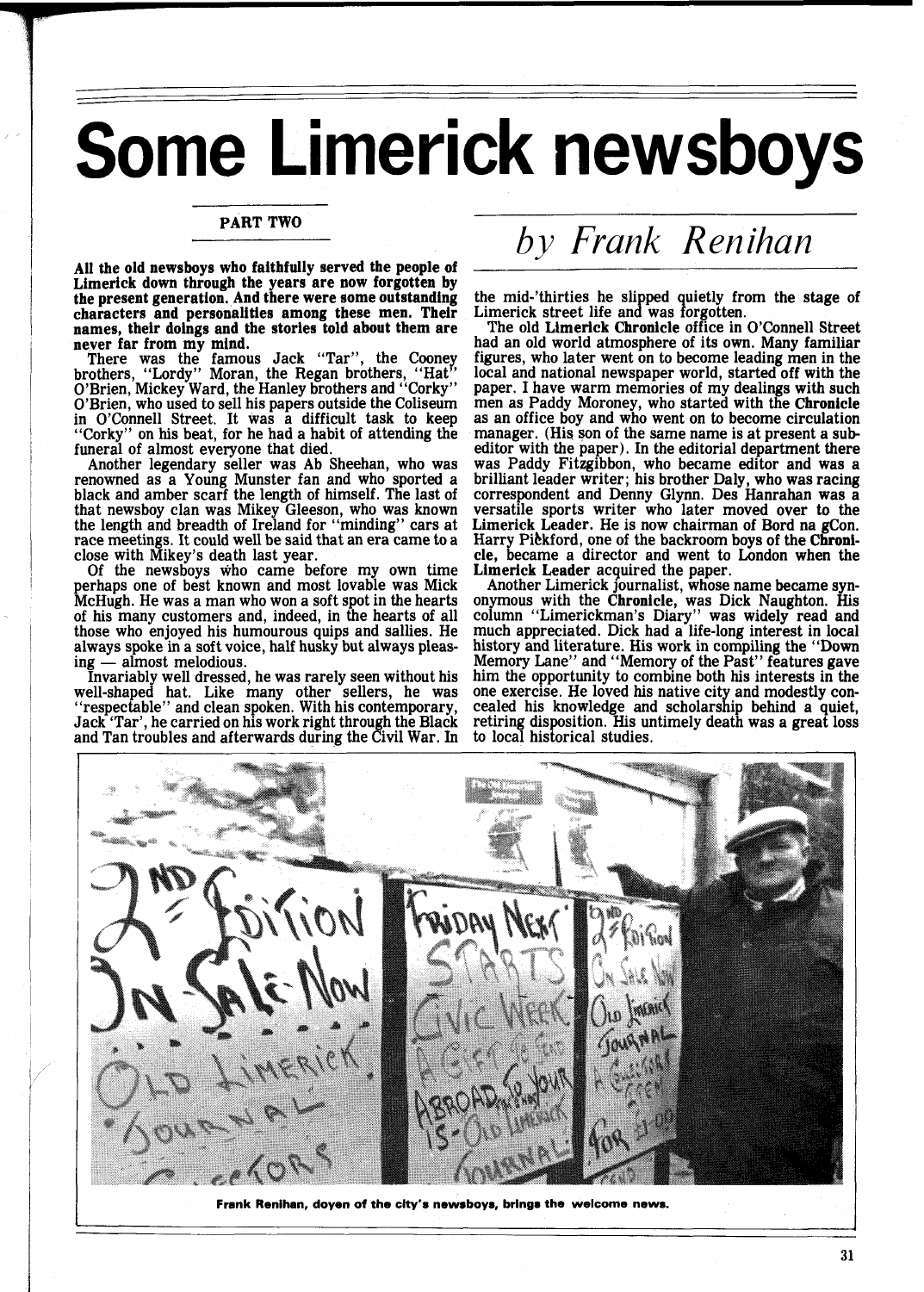# Some Limerick newsboys

**PART TWO**

*by Frank Renihan*

**All the old newsboys who faithfully served the people of Limerick down through the years are now forgotten by the present generation. And there were some outstanding characters and personalities among these men. Their names, their doings and the stories told about them are never far from my mind.**

There was the famous Jack "Tar", the Cooney brothers, "Lordy" Moran, the Regan brothers, "Hat" O'Brien, Mickey Ward, the Hanley brothers and "Corky" O'Brien, who used to sell his papers outside the Coliseum in O'Connell Street. It was a difficult task to keep "Corky" on his beat, for he had a habit of attending the funeral of almost everyone that died.

Another legendary seller was Ab Sheehan, who was renowned as a Young Munster fan and who sported a black and amber scarf the length of himself. The last of that newsboy clan was Mikey Gleeson, who was known the length and breadth of Ireland for "minding" cars at race meetings. It could well be said that an era came to a close with Mikey's death last year.

Of the newsboys who came before my own time perhaps one of best known and most lovable was Mick McHugh. He was a man who won a soft spot in the hearts of his many customers and, indeed, in the hearts of all those who enjoyed his humourous quips and sallies. He always spoke in a soft voice, half husky but always pleasing — almost melodious.

Invariably well dressed, he was rarely seen without his well-shaped hat. Like many other sellers, he was "respectable" and clean spoken. With his contemporary, Jack 'Tar', he carried on his work right through the Black and Tan troubles and afterwards during the Civil War. In the mid-'thirties he slipped quietly from the stage of Limerick street life and was forgotten.

The old **Limerick Chronicle** office in O'Connell Street had an old world atmosphere of its own. Many familiar figures, who later went on to become leading men in the local and national newspaper world, started off with the paper. I have warm memories of my dealings with such men as Paddy Moroney, who started with the **Chronicle** as an office boy and who went on to become circulation manager. (His son of the same name is at present a sub-editor with the paper). In the editorial department there was Paddy Fitzgibbon, who became editor and was a brilliant leader writer; his brother Daly, who was racing correspondent and Denny Glynn. Des Hanrahan was a versatile sports writer who later moved over to the **Limerick Leader**. He is now chairman of Bord na gCon. Harry Pickford, one of the backroom boys of the **Chronicle**, became a director and went to London when the **Limerick Leader** acquired the paper.

Another Limerick journalist, whose name became synonymous with the **Chronicle**, was Dick Naughton. His column "Limerickman's Diary" was widely read and much appreciated. Dick had a life-long interest in local history and literature. His work in compiling the "Down Memory Lane" and "Memory of the Past" features gave him the opportunity to combine both his interests in the one exercise. He loved his native city and modestly concealed his knowledge and scholarship behind a quiet, retiring disposition. His untimely death was a great loss to local historical studies.

**Frank Renihan, doyen of the city's newsboys, brings the welcome news.**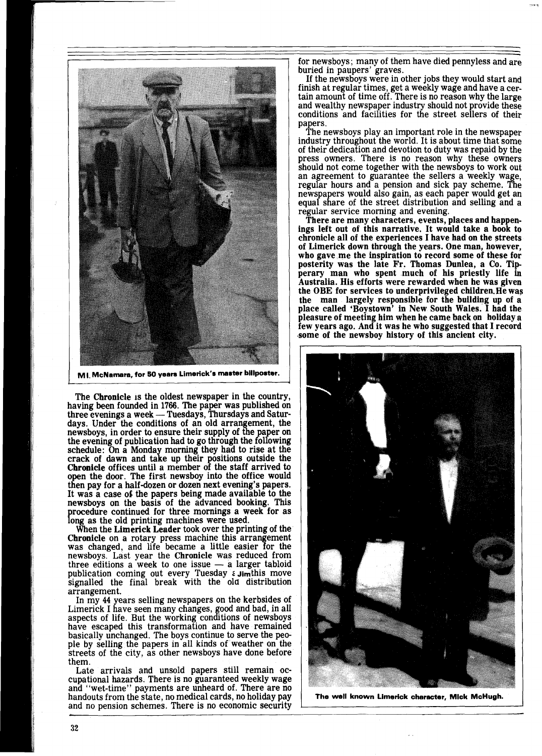Ml. McNamara, for 50 years Limerick's master billposter.

The **Chronicle** is the oldest newspaper in the country, having been founded in 1766. The paper was published on three evenings a week — Tuesdays, Thursdays and Saturdays. Under the conditions of an old arrangement, the newsboys, in order to ensure their supply of the paper on the evening of publication had to go through the following schedule: On a Monday morning they had to rise at the crack of dawn and take up their positions outside the **Chronicle** offices until a member of the staff arrived to open the door. The first newsboy into the office would then pay for a half-dozen or dozen next evening's papers. It was a case of the papers being made available to the newsboys on the basis of the advanced booking. This procedure continued for three mornings a week for as long as the old printing machines were used.

When the **Limerick Leader** took over the printing of the **Chronicle** on a rotary press machine this arrangement was changed, and life became a little easier for the newsboys. Last year the **Chronicle** was reduced from three editions a week to one issue — a larger tabloid publication coming out every Tuesday ε Jimthis move signalled the final break with the old distribution arrangement.

In my 44 years selling newspapers on the kerbsides of Limerick I have seen many changes, good and bad, in all aspects of life. But the working conditions of newsboys have escaped this transformation and have remained basically unchanged. The boys continue to serve the people by selling the papers in all kinds of weather on the streets of the city, as other newsboys have done before them.

Late arrivals and unsold papers still remain occupational hazards. There is no guaranteed weekly wage and "wet-time" payments are unheard of. There are no handouts from the state, no medical cards, no holiday pay and no pension schemes. There is no economic security for newsboys; many of them have died pennyless and are buried in paupers' graves.

If the newsboys were in other jobs they would start and finish at regular times, get a weekly wage and have a certain amount of time off. There is no reason why the large and wealthy newspaper industry should not provide these conditions and facilities for the street sellers of their papers.

The newsboys play an important role in the newspaper industry throughout the world. It is about time that some of their dedication and devotion to duty was repaid by the press owners. There is no reason why these owners should not come together with the newsboys to work out an agreement to guarantee the sellers a weekly wage, regular hours and a pension and sick pay scheme. The newspapers would also gain, as each paper would get an equal share of the street distribution and selling and a regular service morning and evening.

**There are many characters, events, places and happenings left out of this narrative. It would take a book to chronicle all of the experiences I have had on the streets of Limerick down through the years. One man, however, who gave me the inspiration to record some of these for posterity was the late Fr. Thomas Dunlea, a Co. Tipperary man who spent much of his priestly life in Australia. His efforts were rewarded when he was given the OBE for services to underprivileged children. He was the man largely responsible for the building up of a place called 'Boystown' in New South Wales. I had the pleasure of meeting him when he came back on holiday a few years ago. And it was he who suggested that I record some of the newsboy history of this ancient city.**

The well known Limerick character, Mick McHugh.